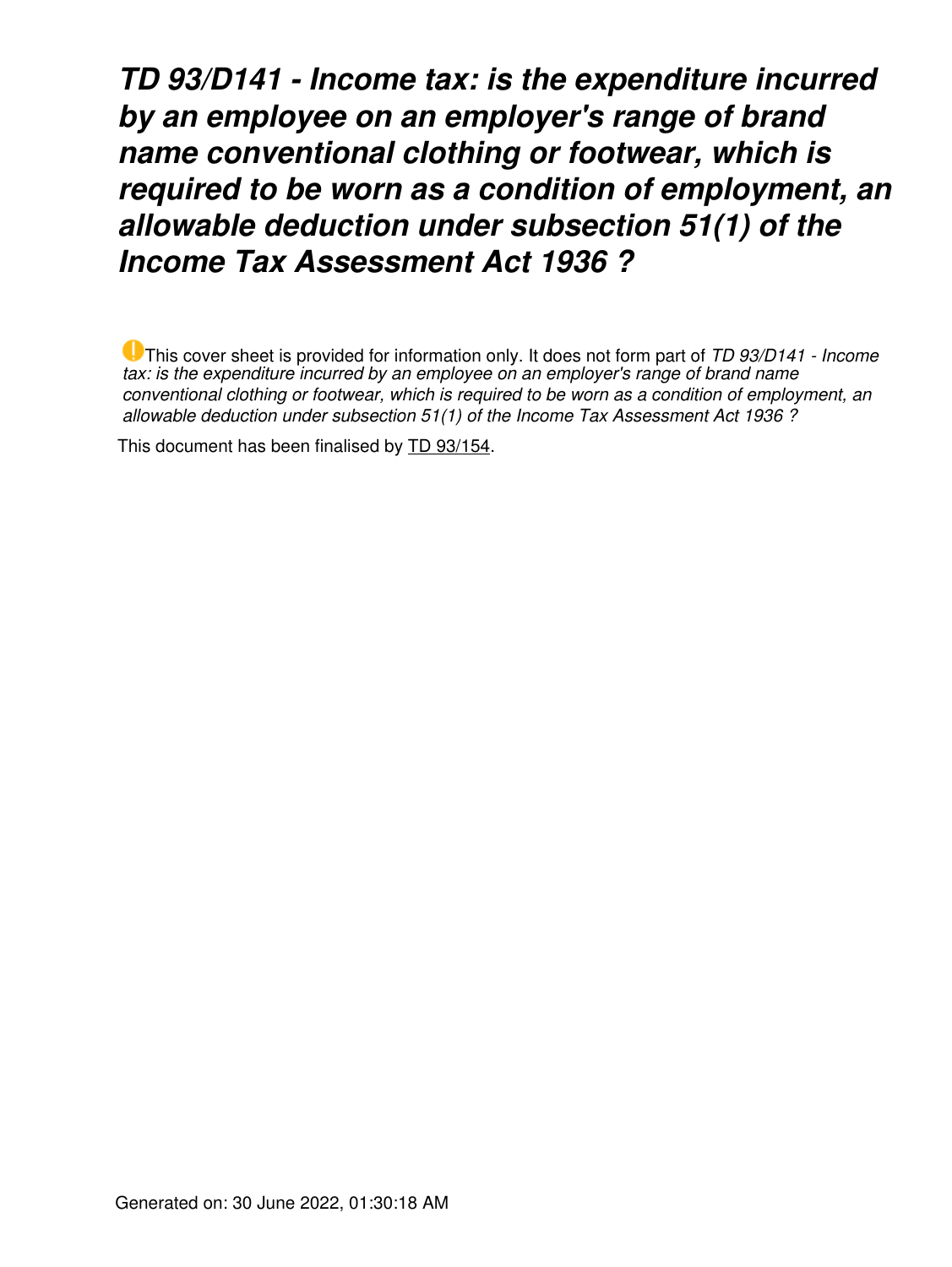# *TD 93/D141 - Income tax: is the expenditure incurred by an employee on an employer's range of brand name conventional clothing or footwear, which is required to be worn as a condition of employment, an allowable deduction under subsection 51(1) of the Income Tax Assessment Act 1936 ?*

This cover sheet is provided for information only. It does not form part of *TD 93/D141 - Income tax: is the expenditure incurred by an employee on an employer's range of brand name conventional clothing or footwear, which is required to be worn as a condition of employment, an allowable deduction under subsection 51(1) of the Income Tax Assessment Act 1936 ?*

This document has been finalised by TD 93/154.

Generated on: 30 June 2022, 01:30:18 AM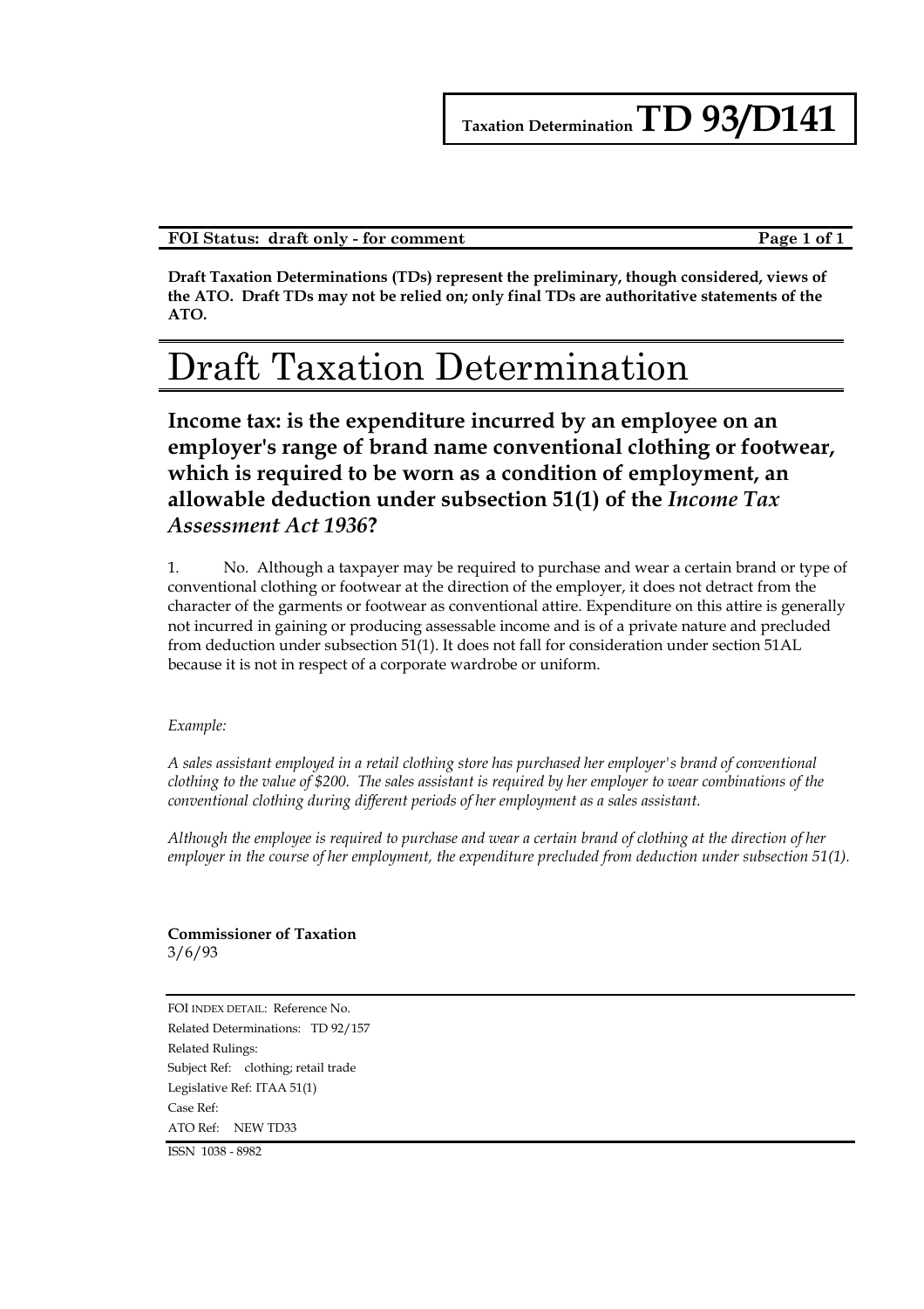# Taxation Determination TD 93/D141

**FOI Status: draft only - for comment**

**Draft Taxation Determinations (TDs) represent the preliminary, though considered, views of the ATO. Draft TDs may not be relied on; only final TDs are authoritative statements of the ATO.**

# Draft Taxation Determination

## Income tax: is the expenditure incurred by an employee on an employer's range of brand name conventional clothing or footwear, which is required to be worn as a condition of employment, an allowable deduction under subsection 51(1) of the *Income Tax Assessment Act 1936*?

1. No. Although a taxpayer may be required to purchase and wear a certain brand or type of conventional clothing or footwear at the direction of the employer, it does not detract from the character of the garments or footwear as conventional attire. Expenditure on this attire is generally not incurred in gaining or producing assessable income and is of a private nature and precluded from deduction under subsection 51(1). It does not fall for consideration under section 51AL because it is not in respect of a corporate wardrobe or uniform.

*Example:*

*A sales assistant employed in a retail clothing store has purchased her employer's brand of conventional clothing to the value of $200. The sales assistant is required by her employer to wear combinations of the conventional clothing during different periods of her employment as a sales assistant.*

*Although the employee is required to purchase and wear a certain brand of clothing at the direction of her employer in the course of her employment, the expenditure precluded from deduction under subsection 51(1).*

**Commissioner of Taxation**
3/6/93

FOI INDEX DETAIL: Reference No.
Related Determinations: TD 92/157
Related Rulings:
Subject Ref: clothing; retail trade
Legislative Ref: ITAA 51(1)
Case Ref:
ATO Ref: NEW TD33

ISSN 1038 - 8982